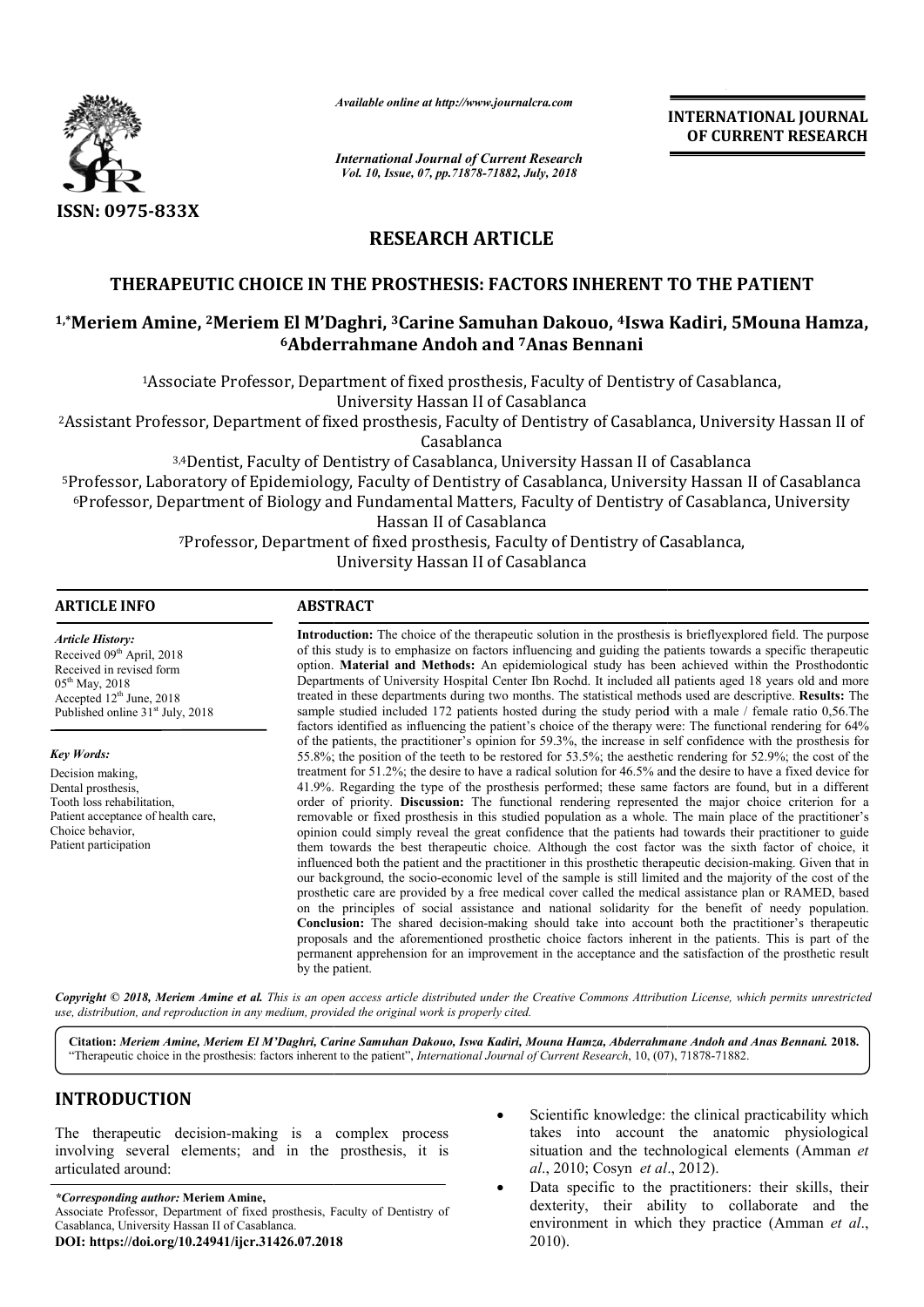ISSN: 0975-833X

*Available online at http://www.journalcra.com*

*International Journal of Current Research*
*Vol. 10, Issue, 07, pp.71878-71882, July, 2018*

**INTERNATIONAL JOURNAL OF CURRENT RESEARCH**

# RESEARCH ARTICLE

## THERAPEUTIC CHOICE IN THE PROSTHESIS: FACTORS INHERENT TO THE PATIENT

**[1,*]Meriem Amine, [2]Meriem El M'Daghri, [3]Carine Samuhan Dakouo, [4]Iswa Kadiri, 5Mouna Hamza, [6]Abderrahmane Andoh and [7]Anas Bennani**

[1]Associate Professor, Department of fixed prosthesis, Faculty of Dentistry of Casablanca, University Hassan II of Casablanca

[2]Assistant Professor, Department of fixed prosthesis, Faculty of Dentistry of Casablanca, University Hassan II of Casablanca

[3,4]Dentist, Faculty of Dentistry of Casablanca, University Hassan II of Casablanca

[5]Professor, Laboratory of Epidemiology, Faculty of Dentistry of Casablanca, University Hassan II of Casablanca

[6]Professor, Department of Biology and Fundamental Matters, Faculty of Dentistry of Casablanca, University Hassan II of Casablanca

[7]Professor, Department of fixed prosthesis, Faculty of Dentistry of Casablanca, University Hassan II of Casablanca

### ARTICLE INFO

***Article History:***
Received 09th April, 2018
Received in revised form 05th May, 2018
Accepted 12th June, 2018
Published online 31st July, 2018

***Key Words:***
Decision making,
Dental prosthesis,
Tooth loss rehabilitation,
Patient acceptance of health care,
Choice behavior,
Patient participation

### ABSTRACT

**Introduction:** The choice of the therapeutic solution in the prosthesis is brieflyexplored field. The purpose of this study is to emphasize on factors influencing and guiding the patients towards a specific therapeutic option. **Material and Methods:** An epidemiological study has been achieved within the Prosthodontic Departments of University Hospital Center Ibn Rochd. It included all patients aged 18 years old and more treated in these departments during two months. The statistical methods used are descriptive. **Results:** The sample studied included 172 patients hosted during the study period with a male / female ratio 0,56.The factors identified as influencing the patient's choice of the therapy were: The functional rendering for 64% of the patients, the practitioner's opinion for 59.3%, the increase in self confidence with the prosthesis for 55.8%; the position of the teeth to be restored for 53.5%; the aesthetic rendering for 52.9%; the cost of the treatment for 51.2%; the desire to have a radical solution for 46.5% and the desire to have a fixed device for 41.9%. Regarding the type of the prosthesis performed; these same factors are found, but in a different order of priority. **Discussion:** The functional rendering represented the major choice criterion for a removable or fixed prosthesis in this studied population as a whole. The main place of the practitioner's opinion could simply reveal the great confidence that the patients had towards their practitioner to guide them towards the best therapeutic choice. Although the cost factor was the sixth factor of choice, it influenced both the patient and the practitioner in this prosthetic therapeutic decision-making. Given that in our background, the socio-economic level of the sample is still limited and the majority of the cost of the prosthetic care are provided by a free medical cover called the medical assistance plan or RAMED, based on the principles of social assistance and national solidarity for the benefit of needy population. **Conclusion:** The shared decision-making should take into account both the practitioner's therapeutic proposals and the aforementioned prosthetic choice factors inherent in the patients. This is part of the permanent apprehension for an improvement in the acceptance and the satisfaction of the prosthetic result by the patient.

***Copyright © 2018, Meriem Amine et al.** This is an open access article distributed under the Creative Commons Attribution License, which permits unrestricted use, distribution, and reproduction in any medium, provided the original work is properly cited.*

**Citation:** ***Meriem Amine, Meriem El M'Daghri, Carine Samuhan Dakouo, Iswa Kadiri, Mouna Hamza, Abderrahmane Andoh and Anas Bennani.* 2018.** "Therapeutic choice in the prosthesis: factors inherent to the patient", *International Journal of Current Research*, 10, (07), 71878-71882.

## INTRODUCTION

The therapeutic decision-making is a complex process involving several elements; and in the prosthesis, it is articulated around:

- Scientific knowledge: the clinical practicability which takes into account the anatomic physiological situation and the technological elements (Amman *et al*., 2010; Cosyn *et al*., 2012).
- Data specific to the practitioners: their skills, their dexterity, their ability to collaborate and the environment in which they practice (Amman *et al*., 2010).

**\*Corresponding author: Meriem Amine,**
Associate Professor, Department of fixed prosthesis, Faculty of Dentistry of Casablanca, University Hassan II of Casablanca.
**DOI: https://doi.org/10.24941/ijcr.31426.07.2018**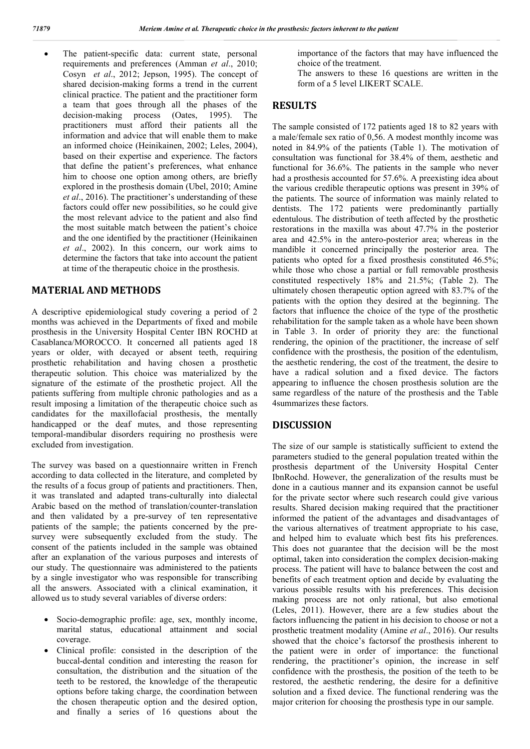- The patient-specific data: current state, personal requirements and preferences (Amman *et al*., 2010; Cosyn *et al*., 2012; Jepson, 1995). The concept of shared decision-making forms a trend in the current clinical practice. The patient and the practitioner form a team that goes through all the phases of the decision-making process (Oates, 1995). The practitioners must afford their patients all the information and advice that will enable them to make an informed choice (Heinikainen, 2002; Leles, 2004), based on their expertise and experience. The factors that define the patient's preferences, what enhance him to choose one option among others, are briefly explored in the prosthesis domain (Ubel, 2010; Amine *et al*., 2016). The practitioner's understanding of these factors could offer new possibilities, so he could give the most relevant advice to the patient and also find the most suitable match between the patient's choice and the one identified by the practitioner (Heinikainen *et al*., 2002). In this concern, our work aims to determine the factors that take into account the patient at time of the therapeutic choice in the prosthesis.

## MATERIAL AND METHODS

A descriptive epidemiological study covering a period of 2 months was achieved in the Departments of fixed and mobile prosthesis in the University Hospital Center IBN ROCHD at Casablanca/MOROCCO. It concerned all patients aged 18 years or older, with decayed or absent teeth, requiring prosthetic rehabilitation and having chosen a prosthetic therapeutic solution. This choice was materialized by the signature of the estimate of the prosthetic project. All the patients suffering from multiple chronic pathologies and as a result imposing a limitation of the therapeutic choice such as candidates for the maxillofacial prosthesis, the mentally handicapped or the deaf mutes, and those representing temporal-mandibular disorders requiring no prosthesis were excluded from investigation.

The survey was based on a questionnaire written in French according to data collected in the literature, and completed by the results of a focus group of patients and practitioners. Then, it was translated and adapted trans-culturally into dialectal Arabic based on the method of translation/counter-translation and then validated by a pre-survey of ten representative patients of the sample; the patients concerned by the pre-survey were subsequently excluded from the study. The consent of the patients included in the sample was obtained after an explanation of the various purposes and interests of our study. The questionnaire was administered to the patients by a single investigator who was responsible for transcribing all the answers. Associated with a clinical examination, it allowed us to study several variables of diverse orders:

- Socio-demographic profile: age, sex, monthly income, marital status, educational attainment and social coverage.
- Clinical profile: consisted in the description of the buccal-dental condition and interesting the reason for consultation, the distribution and the situation of the teeth to be restored, the knowledge of the therapeutic options before taking charge, the coordination between the chosen therapeutic option and the desired option, and finally a series of 16 questions about the importance of the factors that may have influenced the choice of the treatment.

  The answers to these 16 questions are written in the form of a 5 level LIKERT SCALE.

## RESULTS

The sample consisted of 172 patients aged 18 to 82 years with a male/female sex ratio of 0,56. A modest monthly income was noted in 84.9% of the patients (Table 1). The motivation of consultation was functional for 38.4% of them, aesthetic and functional for 36.6%. The patients in the sample who never had a prosthesis accounted for 57.6%. A preexisting idea about the various credible therapeutic options was present in 39% of the patients. The source of information was mainly related to dentists. The 172 patients were predominantly partially edentulous. The distribution of teeth affected by the prosthetic restorations in the maxilla was about 47.7% in the posterior area and 42.5% in the antero-posterior area; whereas in the mandible it concerned principally the posterior area. The patients who opted for a fixed prosthesis constituted 46.5%; while those who chose a partial or full removable prosthesis constituted respectively 18% and 21.5%; (Table 2). The ultimately chosen therapeutic option agreed with 83.7% of the patients with the option they desired at the beginning. The factors that influence the choice of the type of the prosthetic rehabilitation for the sample taken as a whole have been shown in Table 3. In order of priority they are: the functional rendering, the opinion of the practitioner, the increase of self confidence with the prosthesis, the position of the edentulism, the aesthetic rendering, the cost of the treatment, the desire to have a radical solution and a fixed device. The factors appearing to influence the chosen prosthesis solution are the same regardless of the nature of the prosthesis and the Table 4summarizes these factors.

## DISCUSSION

The size of our sample is statistically sufficient to extend the parameters studied to the general population treated within the prosthesis department of the University Hospital Center IbnRochd. However, the generalization of the results must be done in a cautious manner and its expansion cannot be useful for the private sector where such research could give various results. Shared decision making required that the practitioner informed the patient of the advantages and disadvantages of the various alternatives of treatment appropriate to his case, and helped him to evaluate which best fits his preferences. This does not guarantee that the decision will be the most optimal, taken into consideration the complex decision-making process. The patient will have to balance between the cost and benefits of each treatment option and decide by evaluating the various possible results with his preferences. This decision making process are not only rational, but also emotional (Leles, 2011). However, there are a few studies about the factors influencing the patient in his decision to choose or not a prosthetic treatment modality (Amine *et al*., 2016). Our results showed that the choice's factorsof the prosthesis inherent to the patient were in order of importance: the functional rendering, the practitioner's opinion, the increase in self confidence with the prosthesis, the position of the teeth to be restored, the aesthetic rendering, the desire for a definitive solution and a fixed device. The functional rendering was the major criterion for choosing the prosthesis type in our sample.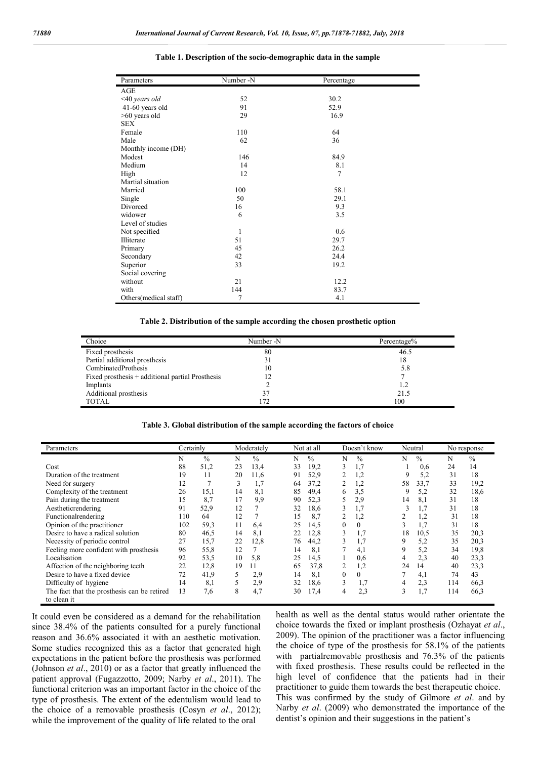**Table 1. Description of the socio-demographic data in the sample**

| Parameters | Number -N | Percentage |
|---|---|---|
| AGE | | |
| *<40 years old* | 52 | 30.2 |
| 41-60 years old | 91 | 52.9 |
| >60 years old | 29 | 16.9 |
| SEX | | |
| Female | 110 | 64 |
| Male | 62 | 36 |
| Monthly income (DH) | | |
| Modest | 146 | 84.9 |
| Medium | 14 | 8.1 |
| High | 12 | 7 |
| Martial situation | | |
| Married | 100 | 58.1 |
| Single | 50 | 29.1 |
| Divorced | 16 | 9.3 |
| widower | 6 | 3.5 |
| Level of studies | | |
| Not specified | 1 | 0.6 |
| Illiterate | 51 | 29.7 |
| Primary | 45 | 26.2 |
| Secondary | 42 | 24.4 |
| Superior | 33 | 19.2 |
| Social covering | | |
| without | 21 | 12.2 |
| with | 144 | 83.7 |
| Others(medical staff) | 7 | 4.1 |

**Table 2. Distribution of the sample according the chosen prosthetic option**

| Choice | Number -N | Percentage% |
|---|---|---|
| Fixed prosthesis | 80 | 46.5 |
| Partial additional prosthesis | 31 | 18 |
| CombinatedProthesis | 10 | 5.8 |
| Fixed prosthesis + additional partial Prosthesis | 12 | 7 |
| Implants | 2 | 1.2 |
| Additional prosthesis | 37 | 21.5 |
| TOTAL | 172 | 100 |

**Table 3. Global distribution of the sample according the factors of choice**

| Parameters | Certainly | | Moderately | | Not at all | | Doesn't know | | Neutral | | No response | |
|---|---|---|---|---|---|---|---|---|---|---|---|---|
| | N | % | N | % | N | % | N | % | N | % | N | % |
| Cost | 88 | 51,2 | 23 | 13,4 | 33 | 19,2 | 3 | 1,7 | 1 | 0,6 | 24 | 14 |
| Duration of the treatment | 19 | 11 | 20 | 11,6 | 91 | 52,9 | 2 | 1,2 | 9 | 5,2 | 31 | 18 |
| Need for surgery | 12 | 7 | 3 | 1,7 | 64 | 37,2 | 2 | 1,2 | 58 | 33,7 | 33 | 19,2 |
| Complexity of the treatment | 26 | 15,1 | 14 | 8,1 | 85 | 49,4 | 6 | 3,5 | 9 | 5,2 | 32 | 18,6 |
| Pain during the treatment | 15 | 8,7 | 17 | 9,9 | 90 | 52,3 | 5 | 2,9 | 14 | 8,1 | 31 | 18 |
| Aestheticrendering | 91 | 52,9 | 12 | 7 | 32 | 18,6 | 3 | 1,7 | 3 | 1,7 | 31 | 18 |
| Functionalrendering | 110 | 64 | 12 | 7 | 15 | 8,7 | 2 | 1,2 | 2 | 1,2 | 31 | 18 |
| Opinion of the practitioner | 102 | 59,3 | 11 | 6,4 | 25 | 14,5 | 0 | 0 | 3 | 1,7 | 31 | 18 |
| Desire to have a radical solution | 80 | 46,5 | 14 | 8,1 | 22 | 12,8 | 3 | 1,7 | 18 | 10,5 | 35 | 20,3 |
| Necessity of periodic control | 27 | 15,7 | 22 | 12,8 | 76 | 44,2 | 3 | 1,7 | 9 | 5,2 | 35 | 20,3 |
| Feeling more confident with prosthesis | 96 | 55,8 | 12 | 7 | 14 | 8,1 | 7 | 4,1 | 9 | 5,2 | 34 | 19,8 |
| Localisation | 92 | 53,5 | 10 | 5,8 | 25 | 14,5 | 1 | 0,6 | 4 | 2,3 | 40 | 23,3 |
| Affection of the neighboring teeth | 22 | 12,8 | 19 | 11 | 65 | 37,8 | 2 | 1,2 | 24 | 14 | 40 | 23,3 |
| Desire to have a fixed device | 72 | 41,9 | 5 | 2,9 | 14 | 8,1 | 0 | 0 | 7 | 4,1 | 74 | 43 |
| Difficulty of hygiene | 14 | 8,1 | 5 | 2,9 | 32 | 18,6 | 3 | 1,7 | 4 | 2,3 | 114 | 66,3 |
| The fact that the prosthesis can be retired to clean it | 13 | 7,6 | 8 | 4,7 | 30 | 17,4 | 4 | 2,3 | 3 | 1,7 | 114 | 66,3 |

It could even be considered as a demand for the rehabilitation since 38.4% of the patients consulted for a purely functional reason and 36.6% associated it with an aesthetic motivation. Some studies recognized this as a factor that generated high expectations in the patient before the prosthesis was performed (Johnson *et al*., 2010) or as a factor that greatly influenced the patient approval (Fugazzotto, 2009; Narby *et al*., 2011). The functional criterion was an important factor in the choice of the type of prosthesis. The extent of the edentulism would lead to the choice of a removable prosthesis (Cosyn *et al*., 2012); while the improvement of the quality of life related to the oral health as well as the dental status would rather orientate the choice towards the fixed or implant prosthesis (Ozhayat *et al*., 2009). The opinion of the practitioner was a factor influencing the choice of type of the prosthesis for 58.1% of the patients with partialremovable prosthesis and 76.3% of the patients with fixed prosthesis. These results could be reflected in the high level of confidence that the patients had in their practitioner to guide them towards the best therapeutic choice. This was confirmed by the study of Gilmore *et al*. and by Narby *et al*. (2009) who demonstrated the importance of the dentist's opinion and their suggestions in the patient's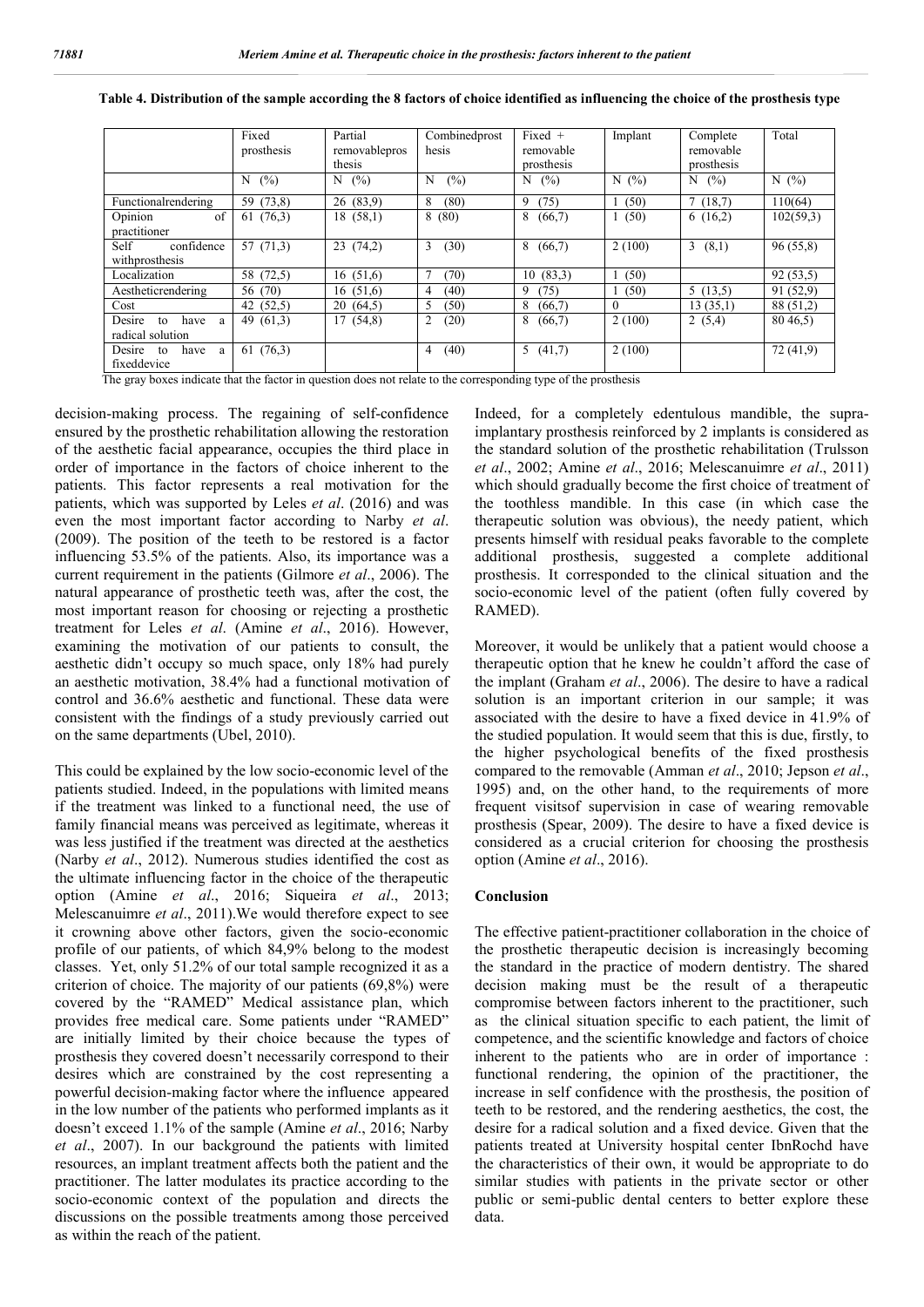**Table 4. Distribution of the sample according the 8 factors of choice identified as influencing the choice of the prosthesis type**

| | Fixed prosthesis | Partial removableprosthesis | Combinedprosthesis | Fixed + removable prosthesis | Implant | Complete removable prosthesis | Total |
|---|---|---|---|---|---|---|---|
| | N (%) | N (%) | N (%) | N (%) | N (%) | N (%) | N (%) |
| Functionalrendering | 59 (73,8) | 26 (83,9) | 8 (80) | 9 (75) | 1 (50) | 7 (18,7) | 110(64) |
| Opinion of practitioner | 61 (76,3) | 18 (58,1) | 8 (80) | 8 (66,7) | 1 (50) | 6 (16,2) | 102(59,3) |
| Self confidence withprosthesis | 57 (71,3) | 23 (74,2) | 3 (30) | 8 (66,7) | 2 (100) | 3 (8,1) | 96 (55,8) |
| Localization | 58 (72,5) | 16 (51,6) | 7 (70) | 10 (83,3) | 1 (50) | | 92 (53,5) |
| Aestheticrendering | 56 (70) | 16 (51,6) | 4 (40) | 9 (75) | 1 (50) | 5 (13,5) | 91 (52,9) |
| Cost | 42 (52,5) | 20 (64,5) | 5 (50) | 8 (66,7) | 0 | 13 (35,1) | 88 (51,2) |
| Desire to have a radical solution | 49 (61,3) | 17 (54,8) | 2 (20) | 8 (66,7) | 2 (100) | 2 (5,4) | 80 46,5) |
| Desire to have a fixeddevice | 61 (76,3) | | 4 (40) | 5 (41,7) | 2 (100) | | 72 (41,9) |

The gray boxes indicate that the factor in question does not relate to the corresponding type of the prosthesis

decision-making process. The regaining of self-confidence ensured by the prosthetic rehabilitation allowing the restoration of the aesthetic facial appearance, occupies the third place in order of importance in the factors of choice inherent to the patients. This factor represents a real motivation for the patients, which was supported by Leles *et al*. (2016) and was even the most important factor according to Narby *et al*. (2009). The position of the teeth to be restored is a factor influencing 53.5% of the patients. Also, its importance was a current requirement in the patients (Gilmore *et al*., 2006). The natural appearance of prosthetic teeth was, after the cost, the most important reason for choosing or rejecting a prosthetic treatment for Leles *et al*. (Amine *et al*., 2016). However, examining the motivation of our patients to consult, the aesthetic didn't occupy so much space, only 18% had purely an aesthetic motivation, 38.4% had a functional motivation of control and 36.6% aesthetic and functional. These data were consistent with the findings of a study previously carried out on the same departments (Ubel, 2010).

This could be explained by the low socio-economic level of the patients studied. Indeed, in the populations with limited means if the treatment was linked to a functional need, the use of family financial means was perceived as legitimate, whereas it was less justified if the treatment was directed at the aesthetics (Narby *et al*., 2012). Numerous studies identified the cost as the ultimate influencing factor in the choice of the therapeutic option (Amine *et al*., 2016; Siqueira *et al*., 2013; Melescanuimre *et al*., 2011).We would therefore expect to see it crowning above other factors, given the socio-economic profile of our patients, of which 84,9% belong to the modest classes. Yet, only 51.2% of our total sample recognized it as a criterion of choice. The majority of our patients (69,8%) were covered by the "RAMED" Medical assistance plan, which provides free medical care. Some patients under "RAMED" are initially limited by their choice because the types of prosthesis they covered doesn't necessarily correspond to their desires which are constrained by the cost representing a powerful decision-making factor where the influence appeared in the low number of the patients who performed implants as it doesn't exceed 1.1% of the sample (Amine *et al*., 2016; Narby *et al*., 2007). In our background the patients with limited resources, an implant treatment affects both the patient and the practitioner. The latter modulates its practice according to the socio-economic context of the population and directs the discussions on the possible treatments among those perceived as within the reach of the patient.

Indeed, for a completely edentulous mandible, the supra-implantary prosthesis reinforced by 2 implants is considered as the standard solution of the prosthetic rehabilitation (Trulsson *et al*., 2002; Amine *et al*., 2016; Melescanuimre *et al*., 2011) which should gradually become the first choice of treatment of the toothless mandible. In this case (in which case the therapeutic solution was obvious), the needy patient, which presents himself with residual peaks favorable to the complete additional prosthesis, suggested a complete additional prosthesis. It corresponded to the clinical situation and the socio-economic level of the patient (often fully covered by RAMED).

Moreover, it would be unlikely that a patient would choose a therapeutic option that he knew he couldn't afford the case of the implant (Graham *et al*., 2006). The desire to have a radical solution is an important criterion in our sample; it was associated with the desire to have a fixed device in 41.9% of the studied population. It would seem that this is due, firstly, to the higher psychological benefits of the fixed prosthesis compared to the removable (Amman *et al*., 2010; Jepson *et al*., 1995) and, on the other hand, to the requirements of more frequent visitsof supervision in case of wearing removable prosthesis (Spear, 2009). The desire to have a fixed device is considered as a crucial criterion for choosing the prosthesis option (Amine *et al*., 2016).

## Conclusion

The effective patient-practitioner collaboration in the choice of the prosthetic therapeutic decision is increasingly becoming the standard in the practice of modern dentistry. The shared decision making must be the result of a therapeutic compromise between factors inherent to the practitioner, such as the clinical situation specific to each patient, the limit of competence, and the scientific knowledge and factors of choice inherent to the patients who are in order of importance : functional rendering, the opinion of the practitioner, the increase in self confidence with the prosthesis, the position of teeth to be restored, and the rendering aesthetics, the cost, the desire for a radical solution and a fixed device. Given that the patients treated at University hospital center IbnRochd have the characteristics of their own, it would be appropriate to do similar studies with patients in the private sector or other public or semi-public dental centers to better explore these data.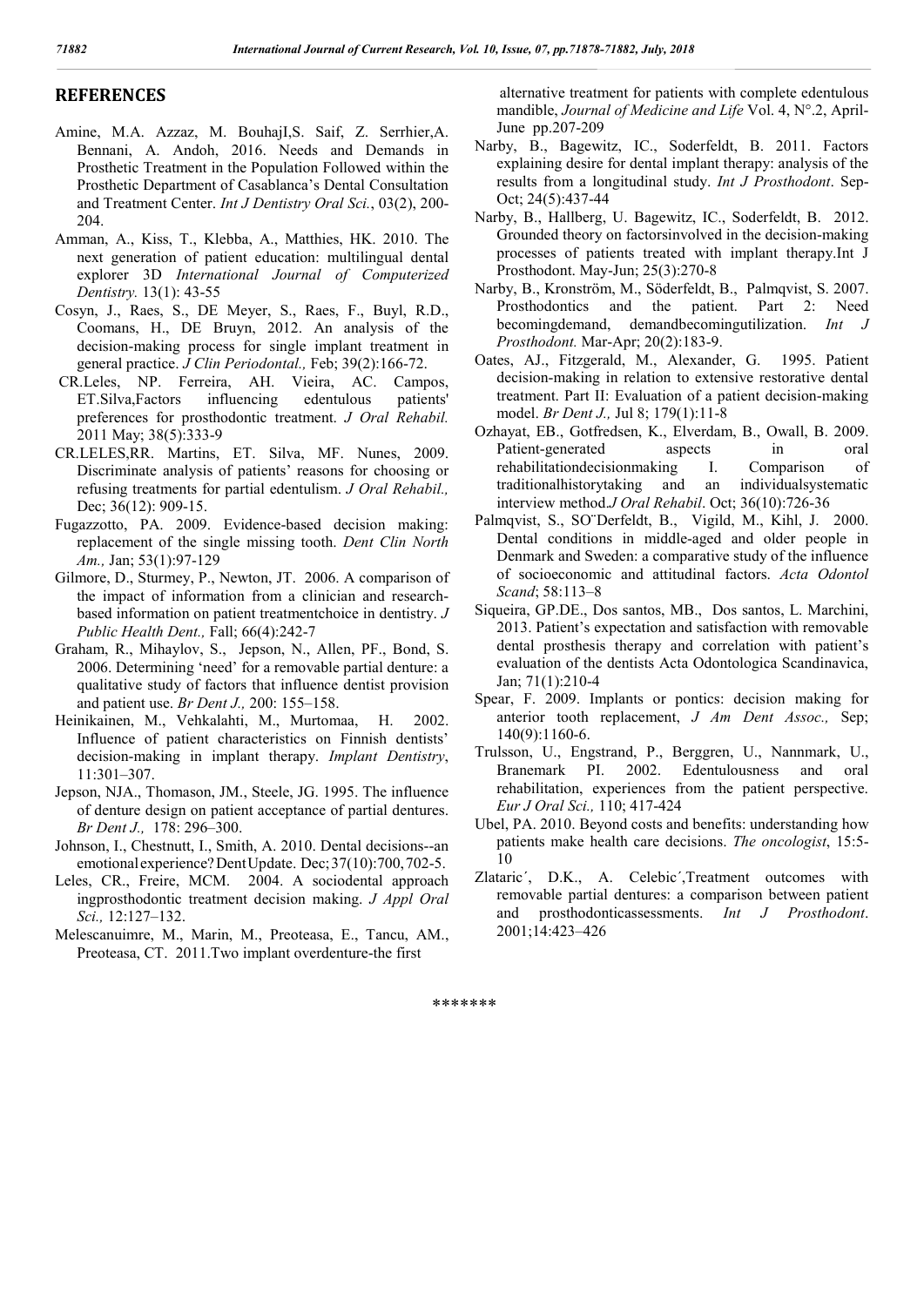## REFERENCES

Amine, M.A. Azzaz, M. BouhajI,S. Saif, Z. Serrhier,A. Bennani, A. Andoh, 2016. Needs and Demands in Prosthetic Treatment in the Population Followed within the Prosthetic Department of Casablanca's Dental Consultation and Treatment Center. *Int J Dentistry Oral Sci.*, 03(2), 200-204.

Amman, A., Kiss, T., Klebba, A., Matthies, HK. 2010. The next generation of patient education: multilingual dental explorer 3D *International Journal of Computerized Dentistry.* 13(1): 43-55

Cosyn, J., Raes, S., DE Meyer, S., Raes, F., Buyl, R.D., Coomans, H., DE Bruyn, 2012. An analysis of the decision-making process for single implant treatment in general practice. *J Clin Periodontal.,* Feb; 39(2):166-72.

CR.Leles, NP. Ferreira, AH. Vieira, AC. Campos, ET.Silva,Factors influencing edentulous patients' preferences for prosthodontic treatment. *J Oral Rehabil.* 2011 May; 38(5):333-9

CR.LELES,RR. Martins, ET. Silva, MF. Nunes, 2009. Discriminate analysis of patients' reasons for choosing or refusing treatments for partial edentulism. *J Oral Rehabil.,* Dec; 36(12): 909-15.

Fugazzotto, PA. 2009. Evidence-based decision making: replacement of the single missing tooth. *Dent Clin North Am.,* Jan; 53(1):97-129

Gilmore, D., Sturmey, P., Newton, JT. 2006. A comparison of the impact of information from a clinician and research-based information on patient treatmentchoice in dentistry. *J Public Health Dent.,* Fall; 66(4):242-7

Graham, R., Mihaylov, S., Jepson, N., Allen, PF., Bond, S. 2006. Determining 'need' for a removable partial denture: a qualitative study of factors that influence dentist provision and patient use. *Br Dent J.,* 200: 155–158.

Heinikainen, M., Vehkalahti, M., Murtomaa, H. 2002. Influence of patient characteristics on Finnish dentists' decision-making in implant therapy. *Implant Dentistry*, 11:301–307.

Jepson, NJA., Thomason, JM., Steele, JG. 1995. The influence of denture design on patient acceptance of partial dentures. *Br Dent J.,* 178: 296–300.

Johnson, I., Chestnutt, I., Smith, A. 2010. Dental decisions--an emotional experience? Dent Update. Dec; 37(10):700, 702-5.

Leles, CR., Freire, MCM. 2004. A sociodental approach ingprosthodontic treatment decision making. *J Appl Oral Sci.,* 12:127–132.

Melescanuimre, M., Marin, M., Preoteasa, E., Tancu, AM., Preoteasa, CT. 2011.Two implant overdenture-the first alternative treatment for patients with complete edentulous mandible, *Journal of Medicine and Life* Vol. 4, N°.2, April-June pp.207-209

Narby, B., Bagewitz, IC., Soderfeldt, B. 2011. Factors explaining desire for dental implant therapy: analysis of the results from a longitudinal study. *Int J Prosthodont*. Sep-Oct; 24(5):437-44

Narby, B., Hallberg, U. Bagewitz, IC., Soderfeldt, B. 2012. Grounded theory on factorsinvolved in the decision-making processes of patients treated with implant therapy.Int J Prosthodont. May-Jun; 25(3):270-8

Narby, B., Kronström, M., Söderfeldt, B., Palmqvist, S. 2007. Prosthodontics and the patient. Part 2: Need becomingdemand, demandbecomingutilization. *Int J Prosthodont.* Mar-Apr; 20(2):183-9.

Oates, AJ., Fitzgerald, M., Alexander, G. 1995. Patient decision-making in relation to extensive restorative dental treatment. Part II: Evaluation of a patient decision-making model. *Br Dent J.,* Jul 8; 179(1):11-8

Ozhayat, EB., Gotfredsen, K., Elverdam, B., Owall, B. 2009. Patient-generated aspects in oral rehabilitationdecisionmaking I. Comparison of traditionalhistorytaking and an individualsystematic interview method.*J Oral Rehabil*. Oct; 36(10):726-36

Palmqvist, S., SO¨Derfeldt, B., Vigild, M., Kihl, J. 2000. Dental conditions in middle-aged and older people in Denmark and Sweden: a comparative study of the influence of socioeconomic and attitudinal factors. *Acta Odontol Scand*; 58:113–8

Siqueira, GP.DE., Dos santos, MB., Dos santos, L. Marchini, 2013. Patient's expectation and satisfaction with removable dental prosthesis therapy and correlation with patient's evaluation of the dentists Acta Odontologica Scandinavica, Jan; 71(1):210-4

Spear, F. 2009. Implants or pontics: decision making for anterior tooth replacement, *J Am Dent Assoc.,* Sep; 140(9):1160-6.

Trulsson, U., Engstrand, P., Berggren, U., Nannmark, U., Branemark PI. 2002. Edentulousness and oral rehabilitation, experiences from the patient perspective. *Eur J Oral Sci.,* 110; 417-424

Ubel, PA. 2010. Beyond costs and benefits: understanding how patients make health care decisions. *The oncologist*, 15:5-10

Zlataric´, D.K., A. Celebic´,Treatment outcomes with removable partial dentures: a comparison between patient and prosthodonticassessments. *Int J Prosthodont*. 2001;14:423–426

\*\*\*\*\*\*\*